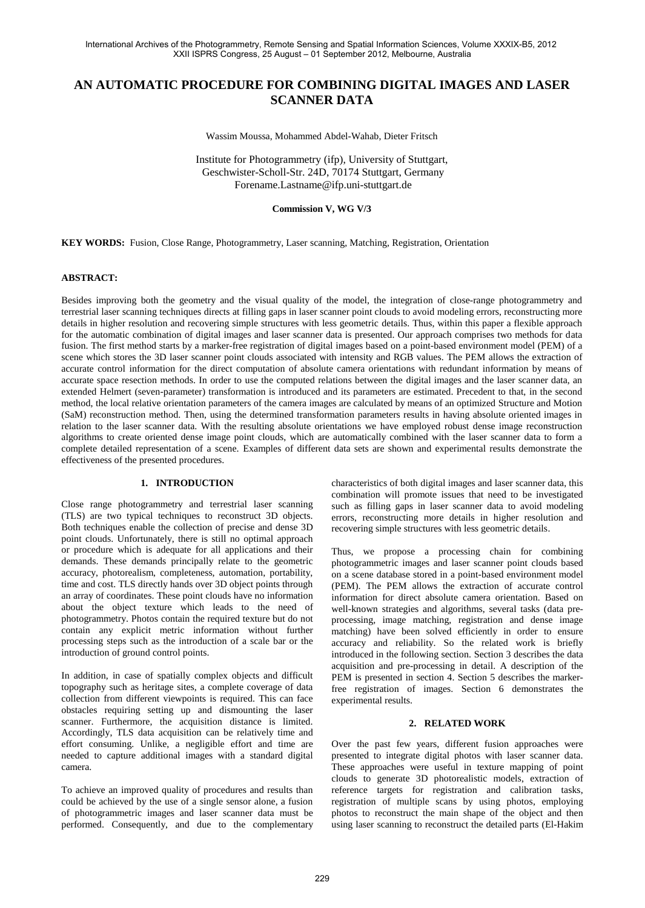# AN AUTOMATIC PROCEDURE FOR COMBINING DIGITAL IMAGES AND LASER SCANNER DATA

Wassim Moussa, Mohammed Abdel-Wahab, Dieter Fritsch

Institute for Photogrammetry (ifp), University of Stuttgart,
Geschwister-Scholl-Str. 24D, 70174 Stuttgart, Germany
Forename.Lastname@ifp.uni-stuttgart.de

**Commission V, WG V/3**

**KEY WORDS:** Fusion, Close Range, Photogrammetry, Laser scanning, Matching, Registration, Orientation

## ABSTRACT:

Besides improving both the geometry and the visual quality of the model, the integration of close-range photogrammetry and terrestrial laser scanning techniques directs at filling gaps in laser scanner point clouds to avoid modeling errors, reconstructing more details in higher resolution and recovering simple structures with less geometric details. Thus, within this paper a flexible approach for the automatic combination of digital images and laser scanner data is presented. Our approach comprises two methods for data fusion. The first method starts by a marker-free registration of digital images based on a point-based environment model (PEM) of a scene which stores the 3D laser scanner point clouds associated with intensity and RGB values. The PEM allows the extraction of accurate control information for the direct computation of absolute camera orientations with redundant information by means of accurate space resection methods. In order to use the computed relations between the digital images and the laser scanner data, an extended Helmert (seven-parameter) transformation is introduced and its parameters are estimated. Precedent to that, in the second method, the local relative orientation parameters of the camera images are calculated by means of an optimized Structure and Motion (SaM) reconstruction method. Then, using the determined transformation parameters results in having absolute oriented images in relation to the laser scanner data. With the resulting absolute orientations we have employed robust dense image reconstruction algorithms to create oriented dense image point clouds, which are automatically combined with the laser scanner data to form a complete detailed representation of a scene. Examples of different data sets are shown and experimental results demonstrate the effectiveness of the presented procedures.

## 1. INTRODUCTION

Close range photogrammetry and terrestrial laser scanning (TLS) are two typical techniques to reconstruct 3D objects. Both techniques enable the collection of precise and dense 3D point clouds. Unfortunately, there is still no optimal approach or procedure which is adequate for all applications and their demands. These demands principally relate to the geometric accuracy, photorealism, completeness, automation, portability, time and cost. TLS directly hands over 3D object points through an array of coordinates. These point clouds have no information about the object texture which leads to the need of photogrammetry. Photos contain the required texture but do not contain any explicit metric information without further processing steps such as the introduction of a scale bar or the introduction of ground control points.

In addition, in case of spatially complex objects and difficult topography such as heritage sites, a complete coverage of data collection from different viewpoints is required. This can face obstacles requiring setting up and dismounting the laser scanner. Furthermore, the acquisition distance is limited. Accordingly, TLS data acquisition can be relatively time and effort consuming. Unlike, a negligible effort and time are needed to capture additional images with a standard digital camera.

To achieve an improved quality of procedures and results than could be achieved by the use of a single sensor alone, a fusion of photogrammetric images and laser scanner data must be performed. Consequently, and due to the complementary characteristics of both digital images and laser scanner data, this combination will promote issues that need to be investigated such as filling gaps in laser scanner data to avoid modeling errors, reconstructing more details in higher resolution and recovering simple structures with less geometric details.

Thus, we propose a processing chain for combining photogrammetric images and laser scanner point clouds based on a scene database stored in a point-based environment model (PEM). The PEM allows the extraction of accurate control information for direct absolute camera orientation. Based on well-known strategies and algorithms, several tasks (data pre-processing, image matching, registration and dense image matching) have been solved efficiently in order to ensure accuracy and reliability. So the related work is briefly introduced in the following section. Section 3 describes the data acquisition and pre-processing in detail. A description of the PEM is presented in section 4. Section 5 describes the marker-free registration of images. Section 6 demonstrates the experimental results.

## 2. RELATED WORK

Over the past few years, different fusion approaches were presented to integrate digital photos with laser scanner data. These approaches were useful in texture mapping of point clouds to generate 3D photorealistic models, extraction of reference targets for registration and calibration tasks, registration of multiple scans by using photos, employing photos to reconstruct the main shape of the object and then using laser scanning to reconstruct the detailed parts (El-Hakim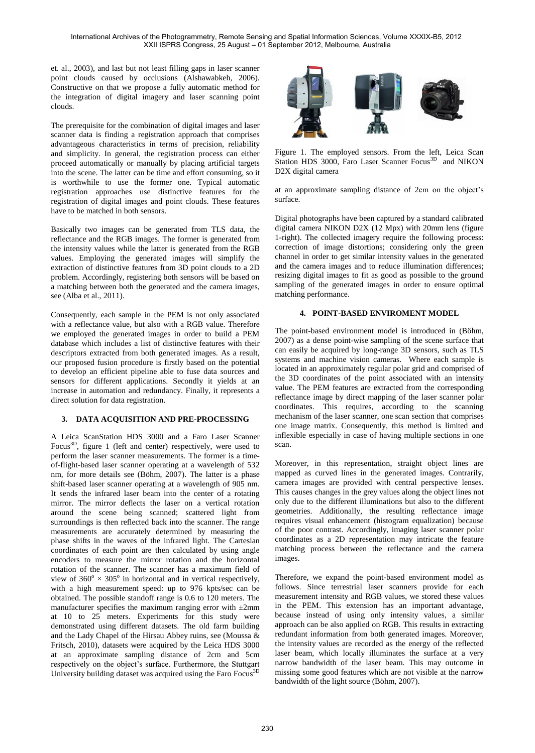et. al., 2003), and last but not least filling gaps in laser scanner point clouds caused by occlusions (Alshawabkeh, 2006). Constructive on that we propose a fully automatic method for the integration of digital imagery and laser scanning point clouds.

The prerequisite for the combination of digital images and laser scanner data is finding a registration approach that comprises advantageous characteristics in terms of precision, reliability and simplicity. In general, the registration process can either proceed automatically or manually by placing artificial targets into the scene. The latter can be time and effort consuming, so it is worthwhile to use the former one. Typical automatic registration approaches use distinctive features for the registration of digital images and point clouds. These features have to be matched in both sensors.

Basically two images can be generated from TLS data, the reflectance and the RGB images. The former is generated from the intensity values while the latter is generated from the RGB values. Employing the generated images will simplify the extraction of distinctive features from 3D point clouds to a 2D problem. Accordingly, registering both sensors will be based on a matching between both the generated and the camera images, see (Alba et al., 2011).

Consequently, each sample in the PEM is not only associated with a reflectance value, but also with a RGB value. Therefore we employed the generated images in order to build a PEM database which includes a list of distinctive features with their descriptors extracted from both generated images. As a result, our proposed fusion procedure is firstly based on the potential to develop an efficient pipeline able to fuse data sources and sensors for different applications. Secondly it yields at an increase in automation and redundancy. Finally, it represents a direct solution for data registration.

## 3. DATA ACQUISITION AND PRE-PROCESSING

A Leica ScanStation HDS 3000 and a Faro Laser Scanner Focus[3D], figure 1 (left and center) respectively, were used to perform the laser scanner measurements. The former is a time-of-flight-based laser scanner operating at a wavelength of 532 nm, for more details see (Böhm, 2007). The latter is a phase shift-based laser scanner operating at a wavelength of 905 nm. It sends the infrared laser beam into the center of a rotating mirror. The mirror deflects the laser on a vertical rotation around the scene being scanned; scattered light from surroundings is then reflected back into the scanner. The range measurements are accurately determined by measuring the phase shifts in the waves of the infrared light. The Cartesian coordinates of each point are then calculated by using angle encoders to measure the mirror rotation and the horizontal rotation of the scanner. The scanner has a maximum field of view of $360^{\circ} \times 305^{\circ}$ in horizontal and in vertical respectively, with a high measurement speed: up to 976 kpts/sec can be obtained. The possible standoff range is 0.6 to 120 meters. The manufacturer specifies the maximum ranging error with ±2mm at 10 to 25 meters. Experiments for this study were demonstrated using different datasets. The old farm building and the Lady Chapel of the Hirsau Abbey ruins, see (Moussa & Fritsch, 2010), datasets were acquired by the Leica HDS 3000 at an approximate sampling distance of 2cm and 5cm respectively on the object's surface. Furthermore, the Stuttgart University building dataset was acquired using the Faro Focus[3D] at an approximate sampling distance of 2cm on the object's surface.

Figure 1. The employed sensors. From the left, Leica Scan Station HDS 3000, Faro Laser Scanner Focus[3D] and NIKON D2X digital camera

Digital photographs have been captured by a standard calibrated digital camera NIKON D2X (12 Mpx) with 20mm lens (figure 1-right). The collected imagery require the following process: correction of image distortions; considering only the green channel in order to get similar intensity values in the generated and the camera images and to reduce illumination differences; resizing digital images to fit as good as possible to the ground sampling of the generated images in order to ensure optimal matching performance.

## 4. POINT-BASED ENVIROMENT MODEL

The point-based environment model is introduced in (Böhm, 2007) as a dense point-wise sampling of the scene surface that can easily be acquired by long-range 3D sensors, such as TLS systems and machine vision cameras. Where each sample is located in an approximately regular polar grid and comprised of the 3D coordinates of the point associated with an intensity value. The PEM features are extracted from the corresponding reflectance image by direct mapping of the laser scanner polar coordinates. This requires, according to the scanning mechanism of the laser scanner, one scan section that comprises one image matrix. Consequently, this method is limited and inflexible especially in case of having multiple sections in one scan.

Moreover, in this representation, straight object lines are mapped as curved lines in the generated images. Contrarily, camera images are provided with central perspective lenses. This causes changes in the grey values along the object lines not only due to the different illuminations but also to the different geometries. Additionally, the resulting reflectance image requires visual enhancement (histogram equalization) because of the poor contrast. Accordingly, imaging laser scanner polar coordinates as a 2D representation may intricate the feature matching process between the reflectance and the camera images.

Therefore, we expand the point-based environment model as follows. Since terrestrial laser scanners provide for each measurement intensity and RGB values, we stored these values in the PEM. This extension has an important advantage, because instead of using only intensity values, a similar approach can be also applied on RGB. This results in extracting redundant information from both generated images. Moreover, the intensity values are recorded as the energy of the reflected laser beam, which locally illuminates the surface at a very narrow bandwidth of the laser beam. This may outcome in missing some good features which are not visible at the narrow bandwidth of the light source (Böhm, 2007).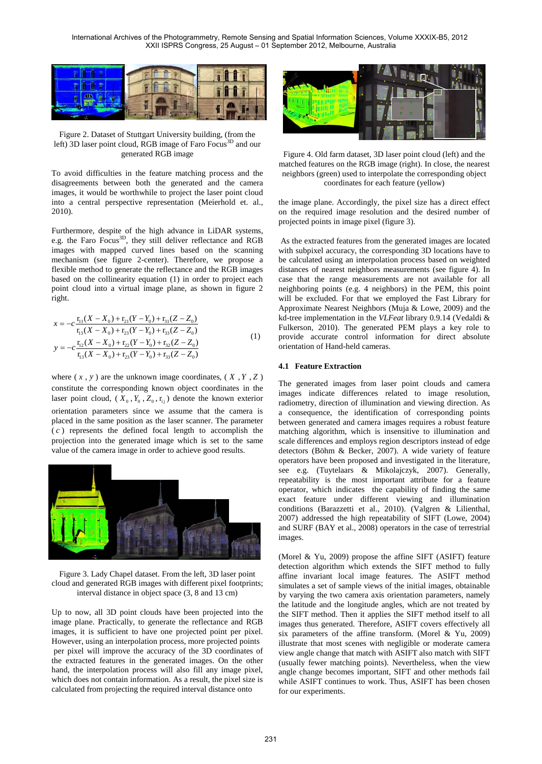Figure 2. Dataset of Stuttgart University building, (from the left) 3D laser point cloud, RGB image of Faro Focus$^{3D}$ and our generated RGB image

To avoid difficulties in the feature matching process and the disagreements between both the generated and the camera images, it would be worthwhile to project the laser point cloud into a central perspective representation (Meierhold et. al., 2010).

Furthermore, despite of the high advance in LiDAR systems, e.g. the Faro Focus$^{3D}$, they still deliver reflectance and RGB images with mapped curved lines based on the scanning mechanism (see figure 2-center). Therefore, we propose a flexible method to generate the reflectance and the RGB images based on the collinearity equation (1) in order to project each point cloud into a virtual image plane, as shown in figure 2 right.

$$x = -c\frac{r_{11}(X - X_0) + r_{21}(Y - Y_0) + r_{31}(Z - Z_0)}{r_{13}(X - X_0) + r_{23}(Y - Y_0) + r_{33}(Z - Z_0)}$$
$$y = -c\frac{r_{12}(X - X_0) + r_{22}(Y - Y_0) + r_{32}(Z - Z_0)}{r_{13}(X - X_0) + r_{23}(Y - Y_0) + r_{33}(Z - Z_0)} \quad (1)$$

where ( $x$ , $y$ ) are the unknown image coordinates, ( $X$ , $Y$ , $Z$ ) constitute the corresponding known object coordinates in the laser point cloud, ( $X_0$ , $Y_0$ , $Z_0$ , $r_{ij}$ ) denote the known exterior orientation parameters since we assume that the camera is placed in the same position as the laser scanner. The parameter ( $c$ ) represents the defined focal length to accomplish the projection into the generated image which is set to the same value of the camera image in order to achieve good results.

Figure 3. Lady Chapel dataset. From the left, 3D laser point cloud and generated RGB images with different pixel footprints; interval distance in object space (3, 8 and 13 cm)

Up to now, all 3D point clouds have been projected into the image plane. Practically, to generate the reflectance and RGB images, it is sufficient to have one projected point per pixel. However, using an interpolation process, more projected points per pixel will improve the accuracy of the 3D coordinates of the extracted features in the generated images. On the other hand, the interpolation process will also fill any image pixel, which does not contain information. As a result, the pixel size is calculated from projecting the required interval distance onto the image plane. Accordingly, the pixel size has a direct effect on the required image resolution and the desired number of projected points in image pixel (figure 3).

Figure 4. Old farm dataset, 3D laser point cloud (left) and the matched features on the RGB image (right). In close, the nearest neighbors (green) used to interpolate the corresponding object coordinates for each feature (yellow)

As the extracted features from the generated images are located with subpixel accuracy, the corresponding 3D locations have to be calculated using an interpolation process based on weighted distances of nearest neighbors measurements (see figure 4). In case that the range measurements are not available for all neighboring points (e.g. 4 neighbors) in the PEM, this point will be excluded. For that we employed the Fast Library for Approximate Nearest Neighbors (Muja & Lowe, 2009) and the kd-tree implementation in the *VLFeat* library 0.9.14 (Vedaldi & Fulkerson, 2010). The generated PEM plays a key role to provide accurate control information for direct absolute orientation of Hand-held cameras.

### 4.1 Feature Extraction

The generated images from laser point clouds and camera images indicate differences related to image resolution, radiometry, direction of illumination and viewing direction. As a consequence, the identification of corresponding points between generated and camera images requires a robust feature matching algorithm, which is insensitive to illumination and scale differences and employs region descriptors instead of edge detectors (Böhm & Becker, 2007). A wide variety of feature operators have been proposed and investigated in the literature, see e.g. (Tuytelaars & Mikolajczyk, 2007). Generally, repeatability is the most important attribute for a feature operator, which indicates the capability of finding the same exact feature under different viewing and illumination conditions (Barazzetti et al., 2010). (Valgren & Lilienthal, 2007) addressed the high repeatability of SIFT (Lowe, 2004) and SURF (BAY et al., 2008) operators in the case of terrestrial images.

(Morel & Yu, 2009) propose the affine SIFT (ASIFT) feature detection algorithm which extends the SIFT method to fully affine invariant local image features. The ASIFT method simulates a set of sample views of the initial images, obtainable by varying the two camera axis orientation parameters, namely the latitude and the longitude angles, which are not treated by the SIFT method. Then it applies the SIFT method itself to all images thus generated. Therefore, ASIFT covers effectively all six parameters of the affine transform. (Morel & Yu, 2009) illustrate that most scenes with negligible or moderate camera view angle change that match with ASIFT also match with SIFT (usually fewer matching points). Nevertheless, when the view angle change becomes important, SIFT and other methods fail while ASIFT continues to work. Thus, ASIFT has been chosen for our experiments.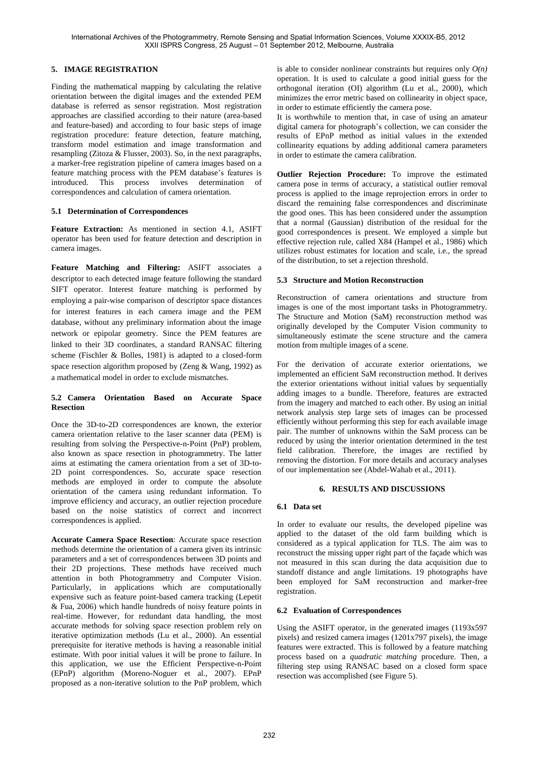## 5. IMAGE REGISTRATION

Finding the mathematical mapping by calculating the relative orientation between the digital images and the extended PEM database is referred as sensor registration. Most registration approaches are classified according to their nature (area-based and feature-based) and according to four basic steps of image registration procedure: feature detection, feature matching, transform model estimation and image transformation and resampling (Zitoza & Flusser, 2003). So, in the next paragraphs, a marker-free registration pipeline of camera images based on a feature matching process with the PEM database's features is introduced. This process involves determination of correspondences and calculation of camera orientation.

### 5.1 Determination of Correspondences

**Feature Extraction:** As mentioned in section 4.1, ASIFT operator has been used for feature detection and description in camera images.

**Feature Matching and Filtering:** ASIFT associates a descriptor to each detected image feature following the standard SIFT operator. Interest feature matching is performed by employing a pair-wise comparison of descriptor space distances for interest features in each camera image and the PEM database, without any preliminary information about the image network or epipolar geometry. Since the PEM features are linked to their 3D coordinates, a standard RANSAC filtering scheme (Fischler & Bolles, 1981) is adapted to a closed-form space resection algorithm proposed by (Zeng & Wang, 1992) as a mathematical model in order to exclude mismatches.

### 5.2 Camera Orientation Based on Accurate Space Resection

Once the 3D-to-2D correspondences are known, the exterior camera orientation relative to the laser scanner data (PEM) is resulting from solving the Perspective-n-Point (PnP) problem, also known as space resection in photogrammetry. The latter aims at estimating the camera orientation from a set of 3D-to-2D point correspondences. So, accurate space resection methods are employed in order to compute the absolute orientation of the camera using redundant information. To improve efficiency and accuracy, an outlier rejection procedure based on the noise statistics of correct and incorrect correspondences is applied.

**Accurate Camera Space Resection**: Accurate space resection methods determine the orientation of a camera given its intrinsic parameters and a set of correspondences between 3D points and their 2D projections. These methods have received much attention in both Photogrammetry and Computer Vision. Particularly, in applications which are computationally expensive such as feature point-based camera tracking (Lepetit & Fua, 2006) which handle hundreds of noisy feature points in real-time. However, for redundant data handling, the most accurate methods for solving space resection problem rely on iterative optimization methods (Lu et al., 2000). An essential prerequisite for iterative methods is having a reasonable initial estimate. With poor initial values it will be prone to failure. In this application, we use the Efficient Perspective-n-Point (EPnP) algorithm (Moreno-Noguer et al., 2007). EPnP proposed as a non-iterative solution to the PnP problem, which is able to consider nonlinear constraints but requires only $O(n)$ operation. It is used to calculate a good initial guess for the orthogonal iteration (OI) algorithm (Lu et al., 2000), which minimizes the error metric based on collinearity in object space, in order to estimate efficiently the camera pose.

It is worthwhile to mention that, in case of using an amateur digital camera for photograph's collection, we can consider the results of EPnP method as initial values in the extended collinearity equations by adding additional camera parameters in order to estimate the camera calibration.

**Outlier Rejection Procedure:** To improve the estimated camera pose in terms of accuracy, a statistical outlier removal process is applied to the image reprojection errors in order to discard the remaining false correspondences and discriminate the good ones. This has been considered under the assumption that a normal (Gaussian) distribution of the residual for the good correspondences is present. We employed a simple but effective rejection rule, called X84 (Hampel et al., 1986) which utilizes robust estimates for location and scale, i.e., the spread of the distribution, to set a rejection threshold.

### 5.3 Structure and Motion Reconstruction

Reconstruction of camera orientations and structure from images is one of the most important tasks in Photogrammetry. The Structure and Motion (SaM) reconstruction method was originally developed by the Computer Vision community to simultaneously estimate the scene structure and the camera motion from multiple images of a scene.

For the derivation of accurate exterior orientations, we implemented an efficient SaM reconstruction method. It derives the exterior orientations without initial values by sequentially adding images to a bundle. Therefore, features are extracted from the imagery and matched to each other. By using an initial network analysis step large sets of images can be processed efficiently without performing this step for each available image pair. The number of unknowns within the SaM process can be reduced by using the interior orientation determined in the test field calibration. Therefore, the images are rectified by removing the distortion. For more details and accuracy analyses of our implementation see (Abdel-Wahab et al., 2011).

## 6. RESULTS AND DISCUSSIONS

### 6.1 Data set

In order to evaluate our results, the developed pipeline was applied to the dataset of the old farm building which is considered as a typical application for TLS. The aim was to reconstruct the missing upper right part of the façade which was not measured in this scan during the data acquisition due to standoff distance and angle limitations. 19 photographs have been employed for SaM reconstruction and marker-free registration.

### 6.2 Evaluation of Correspondences

Using the ASIFT operator, in the generated images (1193x597 pixels) and resized camera images (1201x797 pixels), the image features were extracted. This is followed by a feature matching process based on a *quadratic matching* procedure. Then, a filtering step using RANSAC based on a closed form space resection was accomplished (see Figure 5).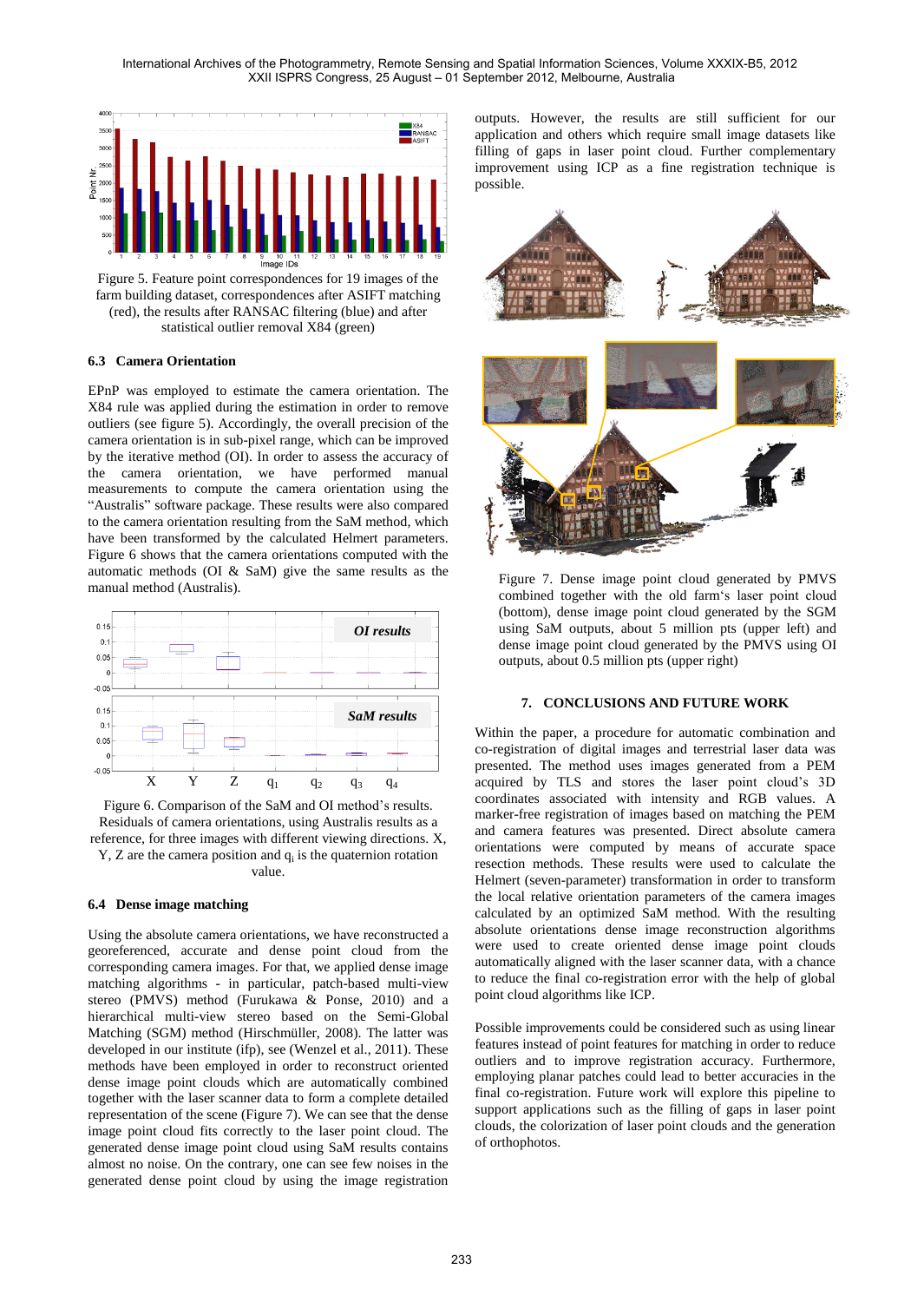Figure 5. Feature point correspondences for 19 images of the farm building dataset, correspondences after ASIFT matching (red), the results after RANSAC filtering (blue) and after statistical outlier removal X84 (green)

### 6.3 Camera Orientation

EPnP was employed to estimate the camera orientation. The X84 rule was applied during the estimation in order to remove outliers (see figure 5). Accordingly, the overall precision of the camera orientation is in sub-pixel range, which can be improved by the iterative method (OI). In order to assess the accuracy of the camera orientation, we have performed manual measurements to compute the camera orientation using the "Australis" software package. These results were also compared to the camera orientation resulting from the SaM method, which have been transformed by the calculated Helmert parameters. Figure 6 shows that the camera orientations computed with the automatic methods (OI & SaM) give the same results as the manual method (Australis).

Figure 6. Comparison of the SaM and OI method's results. Residuals of camera orientations, using Australis results as a reference, for three images with different viewing directions. X, Y, Z are the camera position and $q_i$ is the quaternion rotation value.

### 6.4 Dense image matching

Using the absolute camera orientations, we have reconstructed a georeferenced, accurate and dense point cloud from the corresponding camera images. For that, we applied dense image matching algorithms - in particular, patch-based multi-view stereo (PMVS) method (Furukawa & Ponse, 2010) and a hierarchical multi-view stereo based on the Semi-Global Matching (SGM) method (Hirschmüller, 2008). The latter was developed in our institute (ifp), see (Wenzel et al., 2011). These methods have been employed in order to reconstruct oriented dense image point clouds which are automatically combined together with the laser scanner data to form a complete detailed representation of the scene (Figure 7). We can see that the dense image point cloud fits correctly to the laser point cloud. The generated dense image point cloud using SaM results contains almost no noise. On the contrary, one can see few noises in the generated dense point cloud by using the image registration outputs. However, the results are still sufficient for our application and others which require small image datasets like filling of gaps in laser point cloud. Further complementary improvement using ICP as a fine registration technique is possible.

Figure 7. Dense image point cloud generated by PMVS combined together with the old farm's laser point cloud (bottom), dense image point cloud generated by the SGM using SaM outputs, about 5 million pts (upper left) and dense image point cloud generated by the PMVS using OI outputs, about 0.5 million pts (upper right)

## 7. CONCLUSIONS AND FUTURE WORK

Within the paper, a procedure for automatic combination and co-registration of digital images and terrestrial laser data was presented. The method uses images generated from a PEM acquired by TLS and stores the laser point cloud's 3D coordinates associated with intensity and RGB values. A marker-free registration of images based on matching the PEM and camera features was presented. Direct absolute camera orientations were computed by means of accurate space resection methods. These results were used to calculate the Helmert (seven-parameter) transformation in order to transform the local relative orientation parameters of the camera images calculated by an optimized SaM method. With the resulting absolute orientations dense image reconstruction algorithms were used to create oriented dense image point clouds automatically aligned with the laser scanner data, with a chance to reduce the final co-registration error with the help of global point cloud algorithms like ICP.

Possible improvements could be considered such as using linear features instead of point features for matching in order to reduce outliers and to improve registration accuracy. Furthermore, employing planar patches could lead to better accuracies in the final co-registration. Future work will explore this pipeline to support applications such as the filling of gaps in laser point clouds, the colorization of laser point clouds and the generation of orthophotos.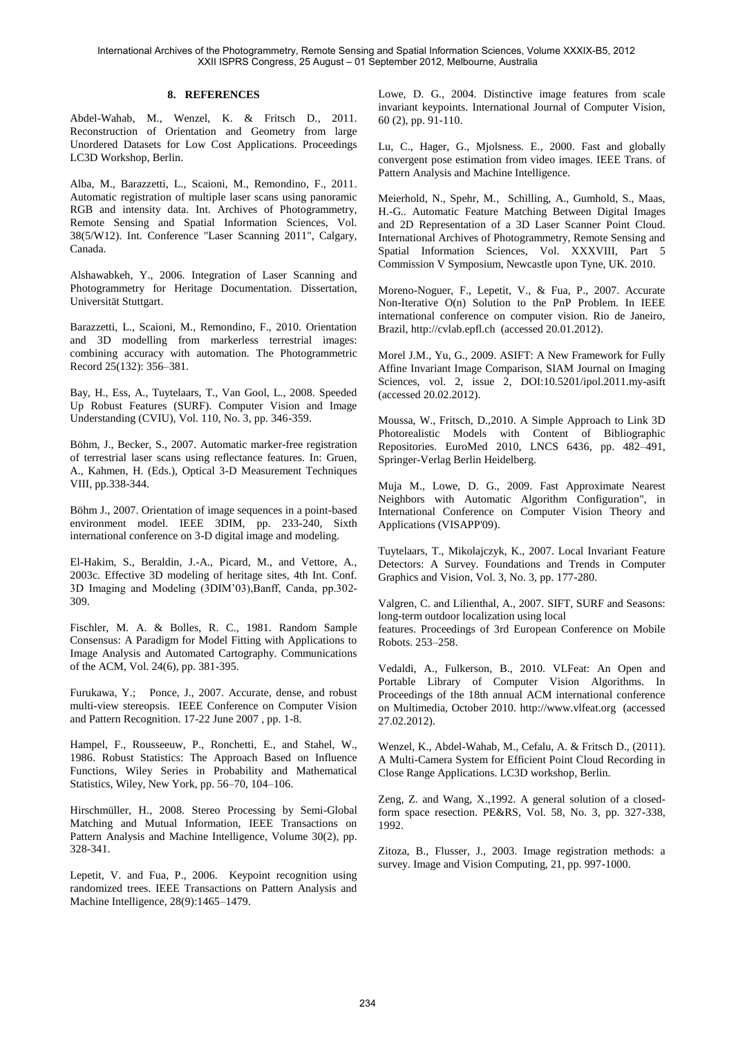## 8. REFERENCES

Abdel-Wahab, M., Wenzel, K. & Fritsch D., 2011. Reconstruction of Orientation and Geometry from large Unordered Datasets for Low Cost Applications. Proceedings LC3D Workshop, Berlin.

Alba, M., Barazzetti, L., Scaioni, M., Remondino, F., 2011. Automatic registration of multiple laser scans using panoramic RGB and intensity data. Int. Archives of Photogrammetry, Remote Sensing and Spatial Information Sciences, Vol. 38(5/W12). Int. Conference "Laser Scanning 2011", Calgary, Canada.

Alshawabkeh, Y., 2006. Integration of Laser Scanning and Photogrammetry for Heritage Documentation. Dissertation, Universität Stuttgart.

Barazzetti, L., Scaioni, M., Remondino, F., 2010. Orientation and 3D modelling from markerless terrestrial images: combining accuracy with automation. The Photogrammetric Record 25(132): 356–381.

Bay, H., Ess, A., Tuytelaars, T., Van Gool, L., 2008. Speeded Up Robust Features (SURF). Computer Vision and Image Understanding (CVIU), Vol. 110, No. 3, pp. 346-359.

Böhm, J., Becker, S., 2007. Automatic marker-free registration of terrestrial laser scans using reflectance features. In: Gruen, A., Kahmen, H. (Eds.), Optical 3-D Measurement Techniques VIII, pp.338-344.

Böhm J., 2007. Orientation of image sequences in a point-based environment model. IEEE 3DIM, pp. 233-240, Sixth international conference on 3-D digital image and modeling.

El-Hakim, S., Beraldin, J.-A., Picard, M., and Vettore, A., 2003c. Effective 3D modeling of heritage sites, 4th Int. Conf. 3D Imaging and Modeling (3DIM'03),Banff, Canda, pp.302-309.

Fischler, M. A. & Bolles, R. C., 1981. Random Sample Consensus: A Paradigm for Model Fitting with Applications to Image Analysis and Automated Cartography. Communications of the ACM, Vol. 24(6), pp. 381-395.

Furukawa, Y.; Ponce, J., 2007. Accurate, dense, and robust multi-view stereopsis. IEEE Conference on Computer Vision and Pattern Recognition. 17-22 June 2007 , pp. 1-8.

Hampel, F., Rousseeuw, P., Ronchetti, E., and Stahel, W., 1986. Robust Statistics: The Approach Based on Influence Functions, Wiley Series in Probability and Mathematical Statistics, Wiley, New York, pp. 56–70, 104–106.

Hirschmüller, H., 2008. Stereo Processing by Semi-Global Matching and Mutual Information, IEEE Transactions on Pattern Analysis and Machine Intelligence, Volume 30(2), pp. 328-341.

Lepetit, V. and Fua, P., 2006. Keypoint recognition using randomized trees. IEEE Transactions on Pattern Analysis and Machine Intelligence, 28(9):1465–1479.

Lowe, D. G., 2004. Distinctive image features from scale invariant keypoints. International Journal of Computer Vision, 60 (2), pp. 91-110.

Lu, C., Hager, G., Mjolsness. E., 2000. Fast and globally convergent pose estimation from video images. IEEE Trans. of Pattern Analysis and Machine Intelligence.

Meierhold, N., Spehr, M., Schilling, A., Gumhold, S., Maas, H.-G.. Automatic Feature Matching Between Digital Images and 2D Representation of a 3D Laser Scanner Point Cloud. International Archives of Photogrammetry, Remote Sensing and Spatial Information Sciences, Vol. XXXVIII, Part 5 Commission V Symposium, Newcastle upon Tyne, UK. 2010.

Moreno-Noguer, F., Lepetit, V., & Fua, P., 2007. Accurate Non-Iterative O(n) Solution to the PnP Problem. In IEEE international conference on computer vision. Rio de Janeiro, Brazil, http://cvlab.epfl.ch (accessed 20.01.2012).

Morel J.M., Yu, G., 2009. ASIFT: A New Framework for Fully Affine Invariant Image Comparison, SIAM Journal on Imaging Sciences, vol. 2, issue 2, DOI:10.5201/ipol.2011.my-asift (accessed 20.02.2012).

Moussa, W., Fritsch, D.,2010. A Simple Approach to Link 3D Photorealistic Models with Content of Bibliographic Repositories. EuroMed 2010, LNCS 6436, pp. 482–491, Springer-Verlag Berlin Heidelberg.

Muja M., Lowe, D. G., 2009. Fast Approximate Nearest Neighbors with Automatic Algorithm Configuration", in International Conference on Computer Vision Theory and Applications (VISAPP'09).

Tuytelaars, T., Mikolajczyk, K., 2007. Local Invariant Feature Detectors: A Survey. Foundations and Trends in Computer Graphics and Vision, Vol. 3, No. 3, pp. 177-280.

Valgren, C. and Lilienthal, A., 2007. SIFT, SURF and Seasons: long-term outdoor localization using local features. Proceedings of 3rd European Conference on Mobile Robots. 253–258.

Vedaldi, A., Fulkerson, B., 2010. VLFeat: An Open and Portable Library of Computer Vision Algorithms. In Proceedings of the 18th annual ACM international conference on Multimedia, October 2010. http://www.vlfeat.org (accessed 27.02.2012).

Wenzel, K., Abdel-Wahab, M., Cefalu, A. & Fritsch D., (2011). A Multi-Camera System for Efficient Point Cloud Recording in Close Range Applications. LC3D workshop, Berlin.

Zeng, Z. and Wang, X.,1992. A general solution of a closed-form space resection. PE&RS, Vol. 58, No. 3, pp. 327-338, 1992.

Zitoza, B., Flusser, J., 2003. Image registration methods: a survey. Image and Vision Computing, 21, pp. 997-1000.